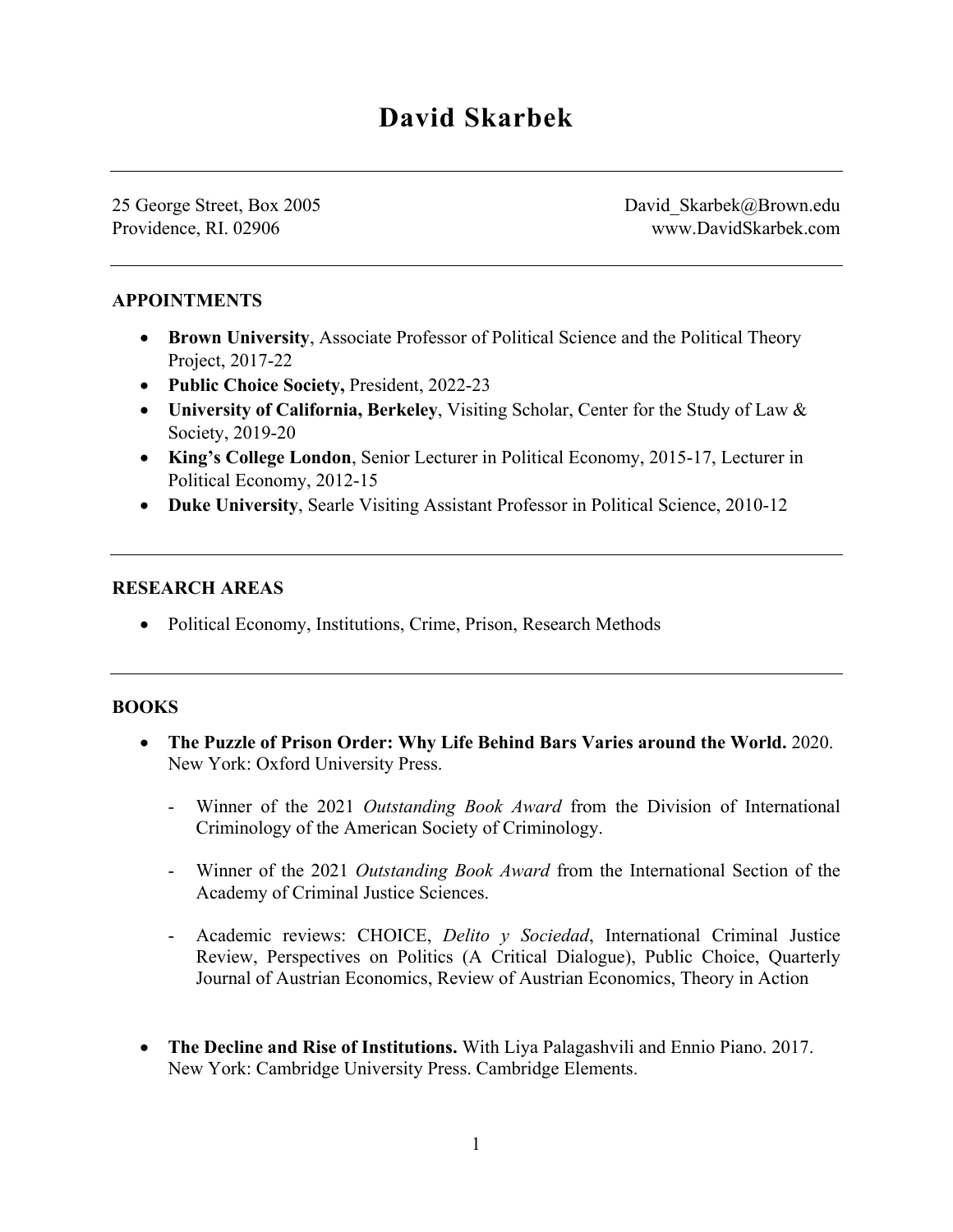# David Skarbek

25 George Street, Box 2005
Providence, RI. 02906

David_Skarbek@Brown.edu
www.DavidSkarbek.com

## APPOINTMENTS

- **Brown University**, Associate Professor of Political Science and the Political Theory Project, 2017-22
- **Public Choice Society,** President, 2022-23
- **University of California, Berkeley**, Visiting Scholar, Center for the Study of Law & Society, 2019-20
- **King's College London**, Senior Lecturer in Political Economy, 2015-17, Lecturer in Political Economy, 2012-15
- **Duke University**, Searle Visiting Assistant Professor in Political Science, 2010-12

## RESEARCH AREAS

- Political Economy, Institutions, Crime, Prison, Research Methods

## BOOKS

- **The Puzzle of Prison Order: Why Life Behind Bars Varies around the World.** 2020. New York: Oxford University Press.
  - Winner of the 2021 *Outstanding Book Award* from the Division of International Criminology of the American Society of Criminology.
  - Winner of the 2021 *Outstanding Book Award* from the International Section of the Academy of Criminal Justice Sciences.
  - Academic reviews: CHOICE, *Delito y Sociedad*, International Criminal Justice Review, Perspectives on Politics (A Critical Dialogue), Public Choice, Quarterly Journal of Austrian Economics, Review of Austrian Economics, Theory in Action

- **The Decline and Rise of Institutions.** With Liya Palagashvili and Ennio Piano. 2017. New York: Cambridge University Press. Cambridge Elements.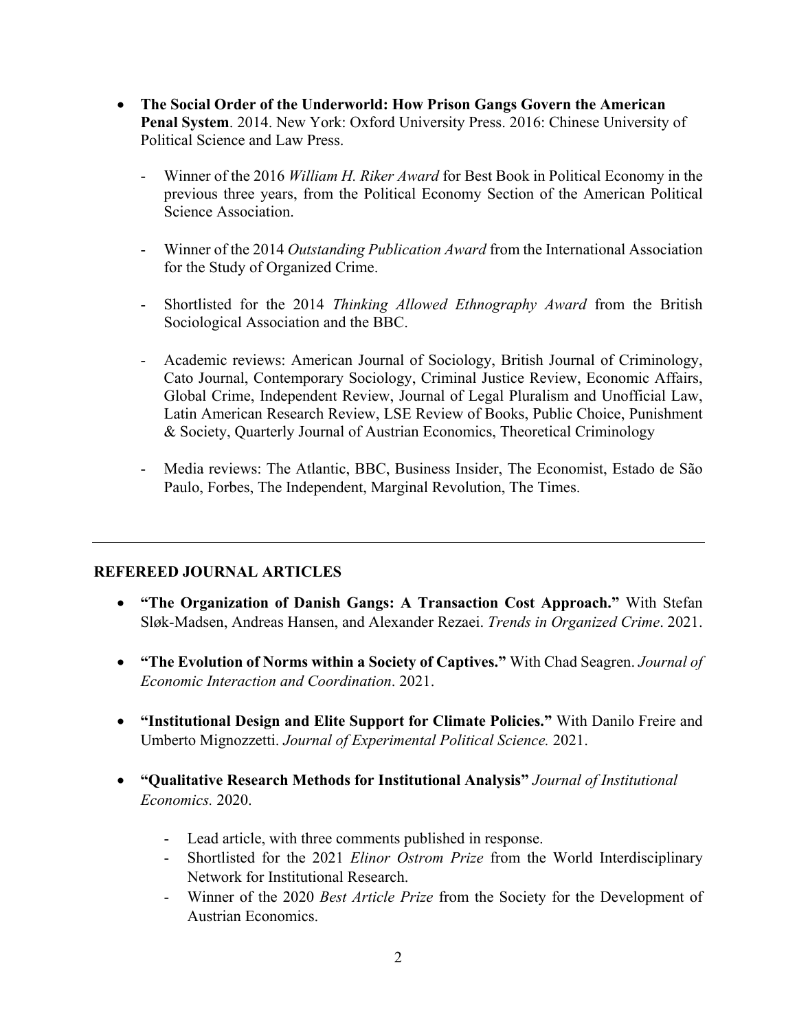- **The Social Order of the Underworld: How Prison Gangs Govern the American Penal System**. 2014. New York: Oxford University Press. 2016: Chinese University of Political Science and Law Press.

    - Winner of the 2016 *William H. Riker Award* for Best Book in Political Economy in the previous three years, from the Political Economy Section of the American Political Science Association.

    - Winner of the 2014 *Outstanding Publication Award* from the International Association for the Study of Organized Crime.

    - Shortlisted for the 2014 *Thinking Allowed Ethnography Award* from the British Sociological Association and the BBC.

    - Academic reviews: American Journal of Sociology, British Journal of Criminology, Cato Journal, Contemporary Sociology, Criminal Justice Review, Economic Affairs, Global Crime, Independent Review, Journal of Legal Pluralism and Unofficial Law, Latin American Research Review, LSE Review of Books, Public Choice, Punishment & Society, Quarterly Journal of Austrian Economics, Theoretical Criminology

    - Media reviews: The Atlantic, BBC, Business Insider, The Economist, Estado de São Paulo, Forbes, The Independent, Marginal Revolution, The Times.

---

## REFEREED JOURNAL ARTICLES

- **"The Organization of Danish Gangs: A Transaction Cost Approach."** With Stefan Sløk-Madsen, Andreas Hansen, and Alexander Rezaei. *Trends in Organized Crime*. 2021.

- **"The Evolution of Norms within a Society of Captives."** With Chad Seagren. *Journal of Economic Interaction and Coordination*. 2021.

- **"Institutional Design and Elite Support for Climate Policies."** With Danilo Freire and Umberto Mignozzetti. *Journal of Experimental Political Science.* 2021.

- **"Qualitative Research Methods for Institutional Analysis"** *Journal of Institutional Economics.* 2020.

    - Lead article, with three comments published in response.
    - Shortlisted for the 2021 *Elinor Ostrom Prize* from the World Interdisciplinary Network for Institutional Research.
    - Winner of the 2020 *Best Article Prize* from the Society for the Development of Austrian Economics.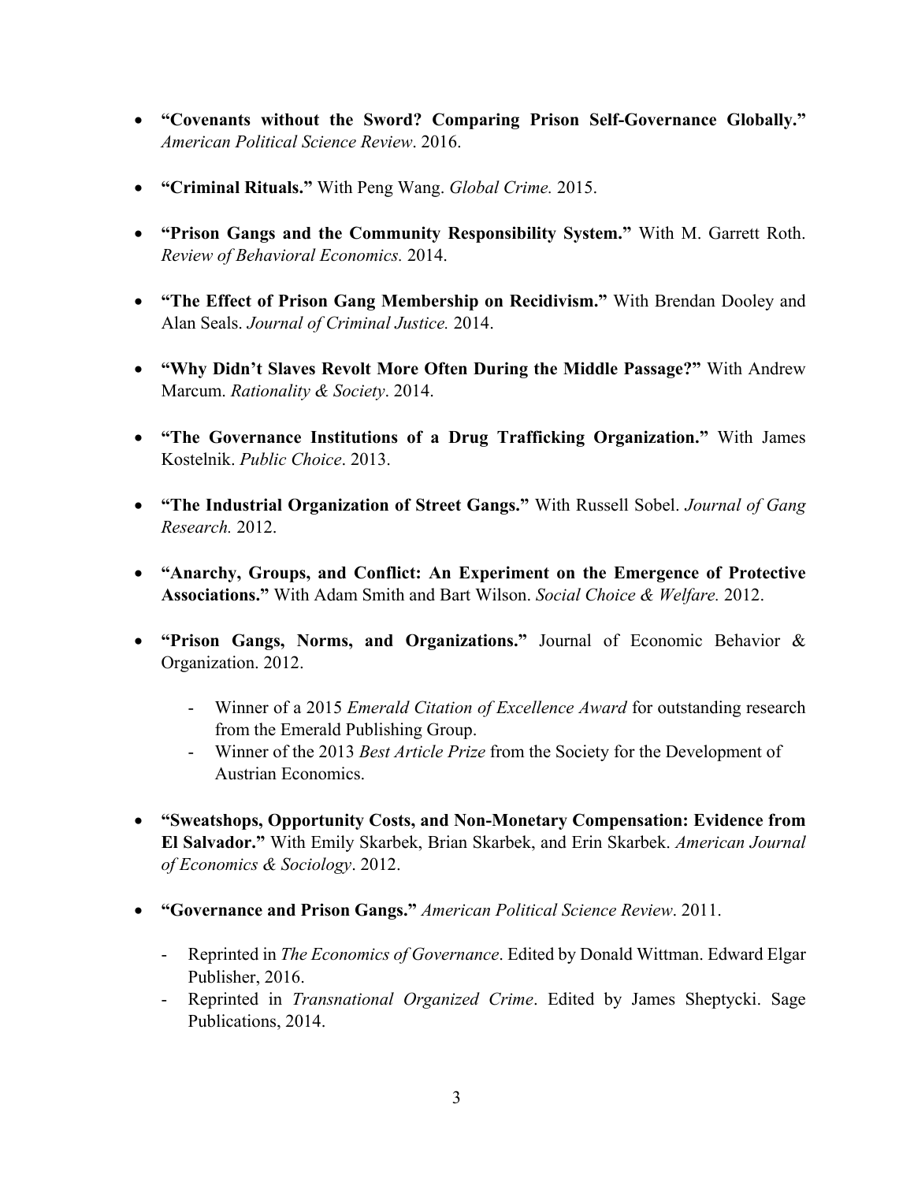- **"Covenants without the Sword? Comparing Prison Self-Governance Globally."** *American Political Science Review*. 2016.

- **"Criminal Rituals."** With Peng Wang. *Global Crime.* 2015.

- **"Prison Gangs and the Community Responsibility System."** With M. Garrett Roth. *Review of Behavioral Economics.* 2014.

- **"The Effect of Prison Gang Membership on Recidivism."** With Brendan Dooley and Alan Seals. *Journal of Criminal Justice.* 2014.

- **"Why Didn't Slaves Revolt More Often During the Middle Passage?"** With Andrew Marcum. *Rationality & Society*. 2014.

- **"The Governance Institutions of a Drug Trafficking Organization."** With James Kostelnik. *Public Choice*. 2013.

- **"The Industrial Organization of Street Gangs."** With Russell Sobel. *Journal of Gang Research.* 2012.

- **"Anarchy, Groups, and Conflict: An Experiment on the Emergence of Protective Associations."** With Adam Smith and Bart Wilson. *Social Choice & Welfare.* 2012.

- **"Prison Gangs, Norms, and Organizations."** Journal of Economic Behavior & Organization. 2012.
    - Winner of a 2015 *Emerald Citation of Excellence Award* for outstanding research from the Emerald Publishing Group.
    - Winner of the 2013 *Best Article Prize* from the Society for the Development of Austrian Economics.

- **"Sweatshops, Opportunity Costs, and Non-Monetary Compensation: Evidence from El Salvador."** With Emily Skarbek, Brian Skarbek, and Erin Skarbek. *American Journal of Economics & Sociology*. 2012.

- **"Governance and Prison Gangs."** *American Political Science Review*. 2011.
    - Reprinted in *The Economics of Governance*. Edited by Donald Wittman. Edward Elgar Publisher, 2016.
    - Reprinted in *Transnational Organized Crime*. Edited by James Sheptycki. Sage Publications, 2014.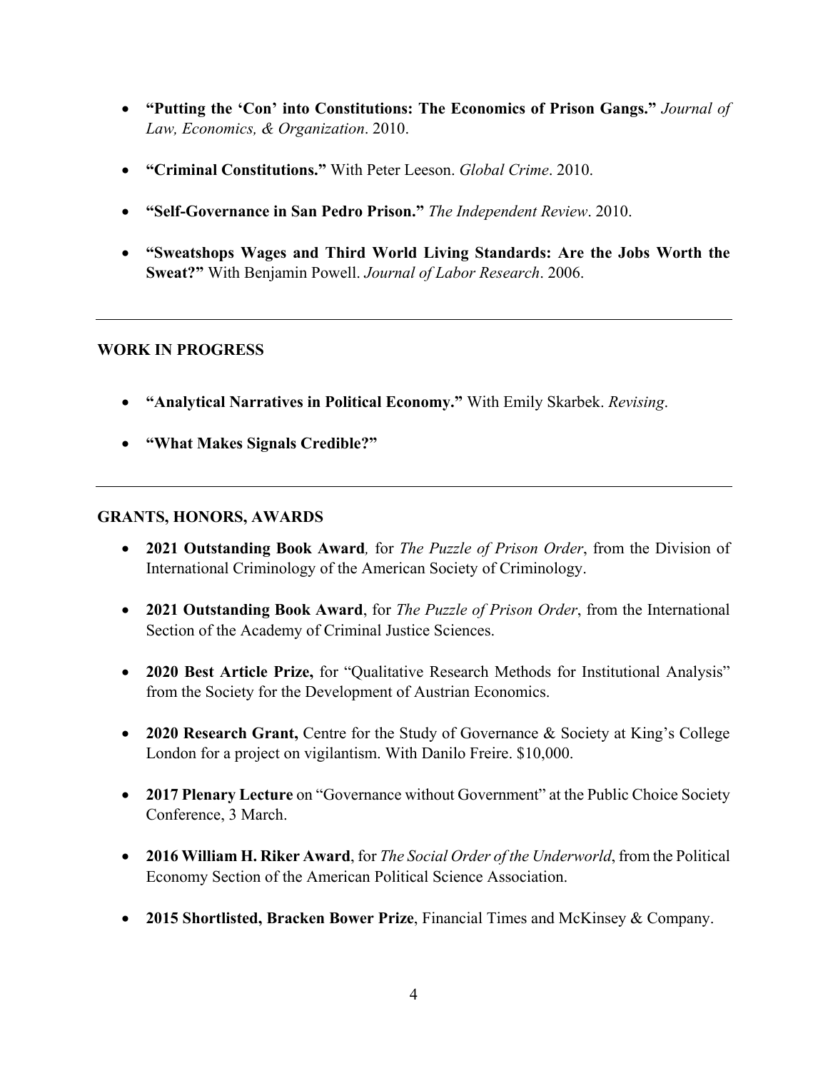- **"Putting the 'Con' into Constitutions: The Economics of Prison Gangs."** *Journal of Law, Economics, & Organization*. 2010.

- **"Criminal Constitutions."** With Peter Leeson. *Global Crime*. 2010.

- **"Self-Governance in San Pedro Prison."** *The Independent Review*. 2010.

- **"Sweatshops Wages and Third World Living Standards: Are the Jobs Worth the Sweat?"** With Benjamin Powell. *Journal of Labor Research*. 2006.

---

## WORK IN PROGRESS

- **"Analytical Narratives in Political Economy."** With Emily Skarbek. *Revising*.

- **"What Makes Signals Credible?"**

---

## GRANTS, HONORS, AWARDS

- **2021 Outstanding Book Award**, for *The Puzzle of Prison Order*, from the Division of International Criminology of the American Society of Criminology.

- **2021 Outstanding Book Award**, for *The Puzzle of Prison Order*, from the International Section of the Academy of Criminal Justice Sciences.

- **2020 Best Article Prize,** for "Qualitative Research Methods for Institutional Analysis" from the Society for the Development of Austrian Economics.

- **2020 Research Grant,** Centre for the Study of Governance & Society at King's College London for a project on vigilantism. With Danilo Freire. $10,000.

- **2017 Plenary Lecture** on "Governance without Government" at the Public Choice Society Conference, 3 March.

- **2016 William H. Riker Award**, for *The Social Order of the Underworld*, from the Political Economy Section of the American Political Science Association.

- **2015 Shortlisted, Bracken Bower Prize**, Financial Times and McKinsey & Company.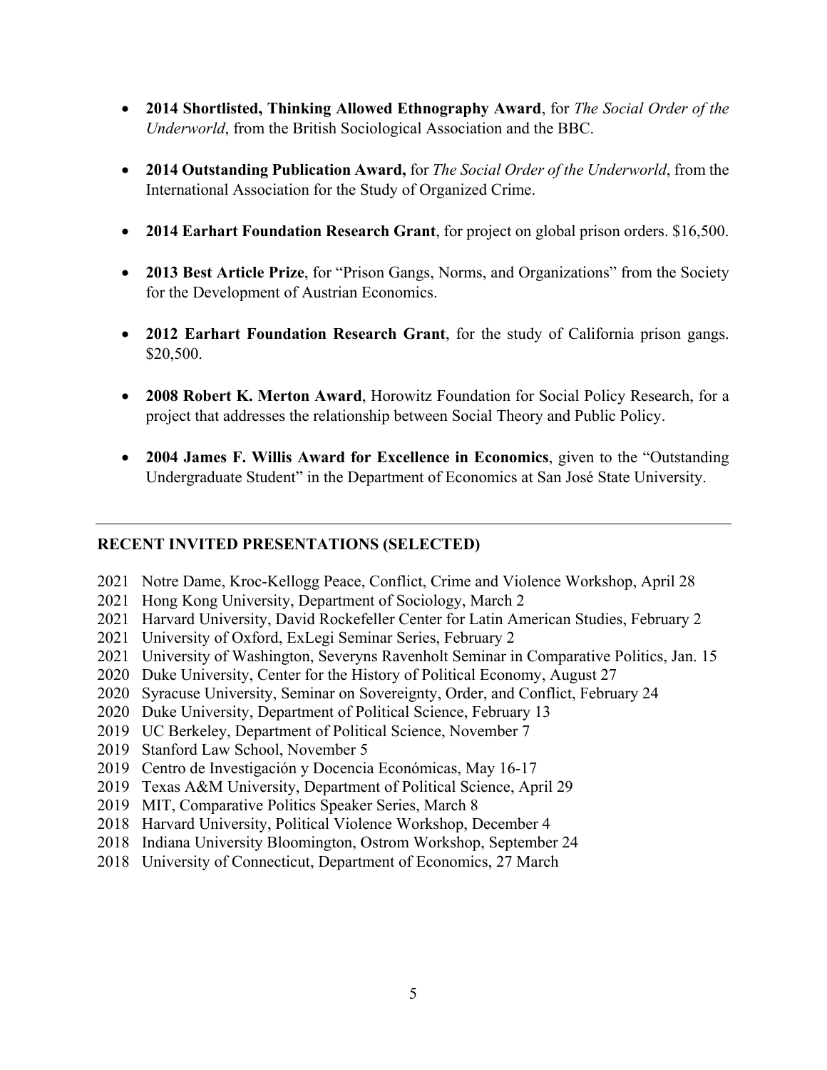- **2014 Shortlisted, Thinking Allowed Ethnography Award**, for *The Social Order of the Underworld*, from the British Sociological Association and the BBC.

- **2014 Outstanding Publication Award,** for *The Social Order of the Underworld*, from the International Association for the Study of Organized Crime.

- **2014 Earhart Foundation Research Grant**, for project on global prison orders. $16,500.

- **2013 Best Article Prize**, for "Prison Gangs, Norms, and Organizations" from the Society for the Development of Austrian Economics.

- **2012 Earhart Foundation Research Grant**, for the study of California prison gangs. $20,500.

- **2008 Robert K. Merton Award**, Horowitz Foundation for Social Policy Research, for a project that addresses the relationship between Social Theory and Public Policy.

- **2004 James F. Willis Award for Excellence in Economics**, given to the "Outstanding Undergraduate Student" in the Department of Economics at San José State University.

---

## RECENT INVITED PRESENTATIONS (SELECTED)

2021 Notre Dame, Kroc-Kellogg Peace, Conflict, Crime and Violence Workshop, April 28
2021 Hong Kong University, Department of Sociology, March 2
2021 Harvard University, David Rockefeller Center for Latin American Studies, February 2
2021 University of Oxford, ExLegi Seminar Series, February 2
2021 University of Washington, Severyns Ravenholt Seminar in Comparative Politics, Jan. 15
2020 Duke University, Center for the History of Political Economy, August 27
2020 Syracuse University, Seminar on Sovereignty, Order, and Conflict, February 24
2020 Duke University, Department of Political Science, February 13
2019 UC Berkeley, Department of Political Science, November 7
2019 Stanford Law School, November 5
2019 Centro de Investigación y Docencia Económicas, May 16-17
2019 Texas A&M University, Department of Political Science, April 29
2019 MIT, Comparative Politics Speaker Series, March 8
2018 Harvard University, Political Violence Workshop, December 4
2018 Indiana University Bloomington, Ostrom Workshop, September 24
2018 University of Connecticut, Department of Economics, 27 March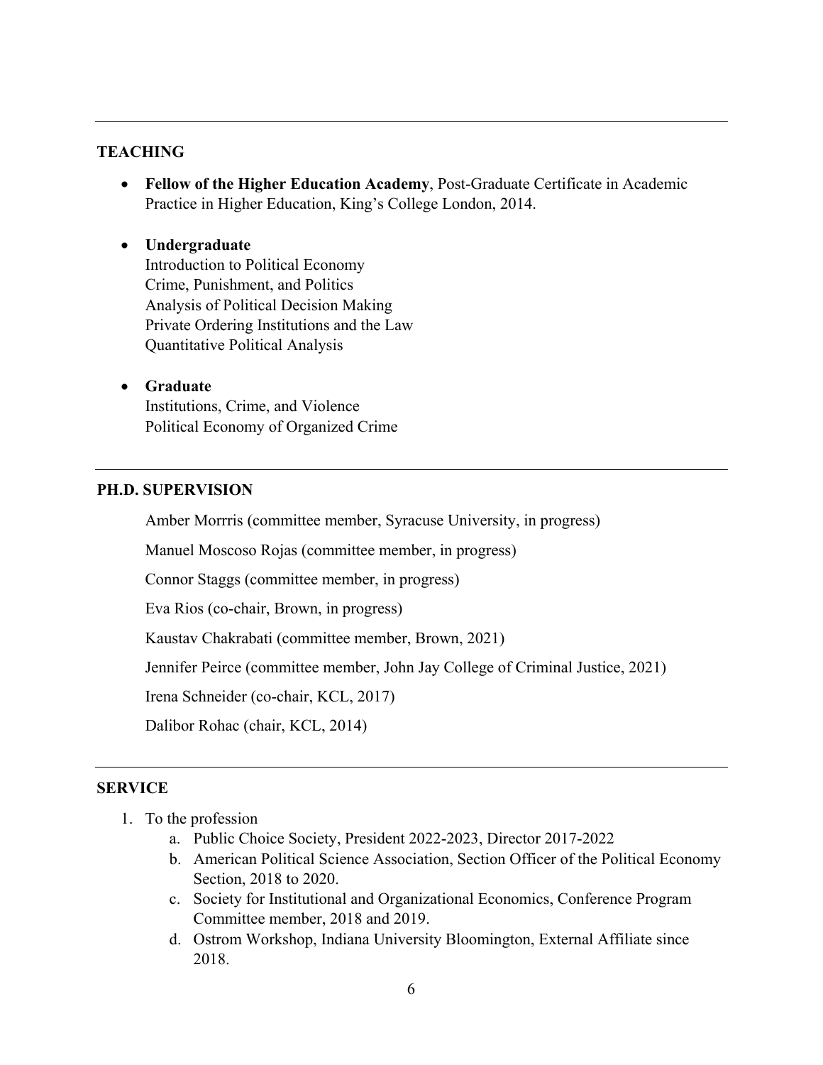## TEACHING

- **Fellow of the Higher Education Academy**, Post-Graduate Certificate in Academic Practice in Higher Education, King's College London, 2014.

- **Undergraduate**
  Introduction to Political Economy
  Crime, Punishment, and Politics
  Analysis of Political Decision Making
  Private Ordering Institutions and the Law
  Quantitative Political Analysis

- **Graduate**
  Institutions, Crime, and Violence
  Political Economy of Organized Crime

## PH.D. SUPERVISION

Amber Morrris (committee member, Syracuse University, in progress)

Manuel Moscoso Rojas (committee member, in progress)

Connor Staggs (committee member, in progress)

Eva Rios (co-chair, Brown, in progress)

Kaustav Chakrabati (committee member, Brown, 2021)

Jennifer Peirce (committee member, John Jay College of Criminal Justice, 2021)

Irena Schneider (co-chair, KCL, 2017)

Dalibor Rohac (chair, KCL, 2014)

## SERVICE

1. To the profession
   a. Public Choice Society, President 2022-2023, Director 2017-2022
   b. American Political Science Association, Section Officer of the Political Economy Section, 2018 to 2020.
   c. Society for Institutional and Organizational Economics, Conference Program Committee member, 2018 and 2019.
   d. Ostrom Workshop, Indiana University Bloomington, External Affiliate since 2018.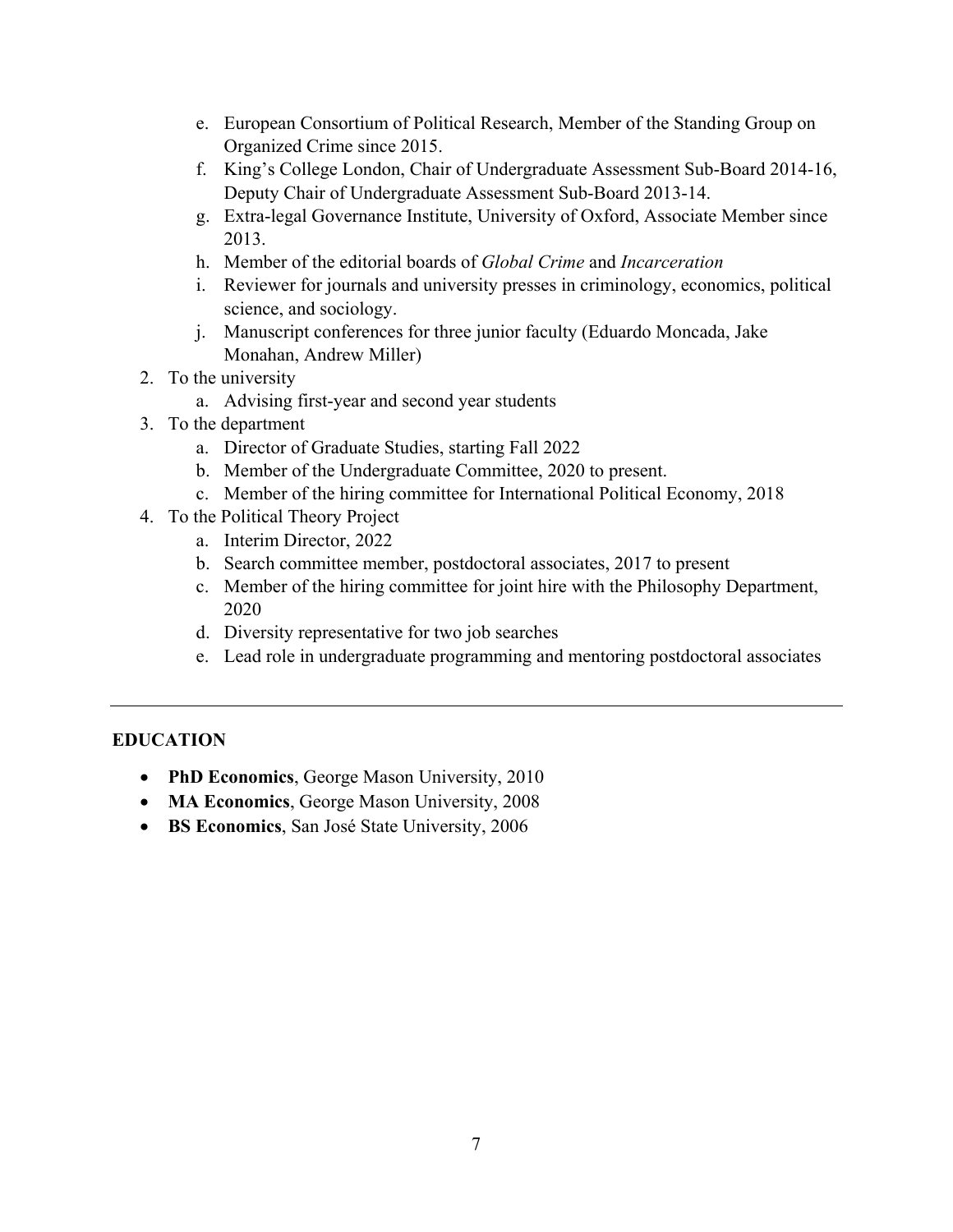e. European Consortium of Political Research, Member of the Standing Group on Organized Crime since 2015.
   f. King's College London, Chair of Undergraduate Assessment Sub-Board 2014-16, Deputy Chair of Undergraduate Assessment Sub-Board 2013-14.
   g. Extra-legal Governance Institute, University of Oxford, Associate Member since 2013.
   h. Member of the editorial boards of *Global Crime* and *Incarceration*
   i. Reviewer for journals and university presses in criminology, economics, political science, and sociology.
   j. Manuscript conferences for three junior faculty (Eduardo Moncada, Jake Monahan, Andrew Miller)
2. To the university
   a. Advising first-year and second year students
3. To the department
   a. Director of Graduate Studies, starting Fall 2022
   b. Member of the Undergraduate Committee, 2020 to present.
   c. Member of the hiring committee for International Political Economy, 2018
4. To the Political Theory Project
   a. Interim Director, 2022
   b. Search committee member, postdoctoral associates, 2017 to present
   c. Member of the hiring committee for joint hire with the Philosophy Department, 2020
   d. Diversity representative for two job searches
   e. Lead role in undergraduate programming and mentoring postdoctoral associates

---

**EDUCATION**

- **PhD Economics**, George Mason University, 2010
- **MA Economics**, George Mason University, 2008
- **BS Economics**, San José State University, 2006